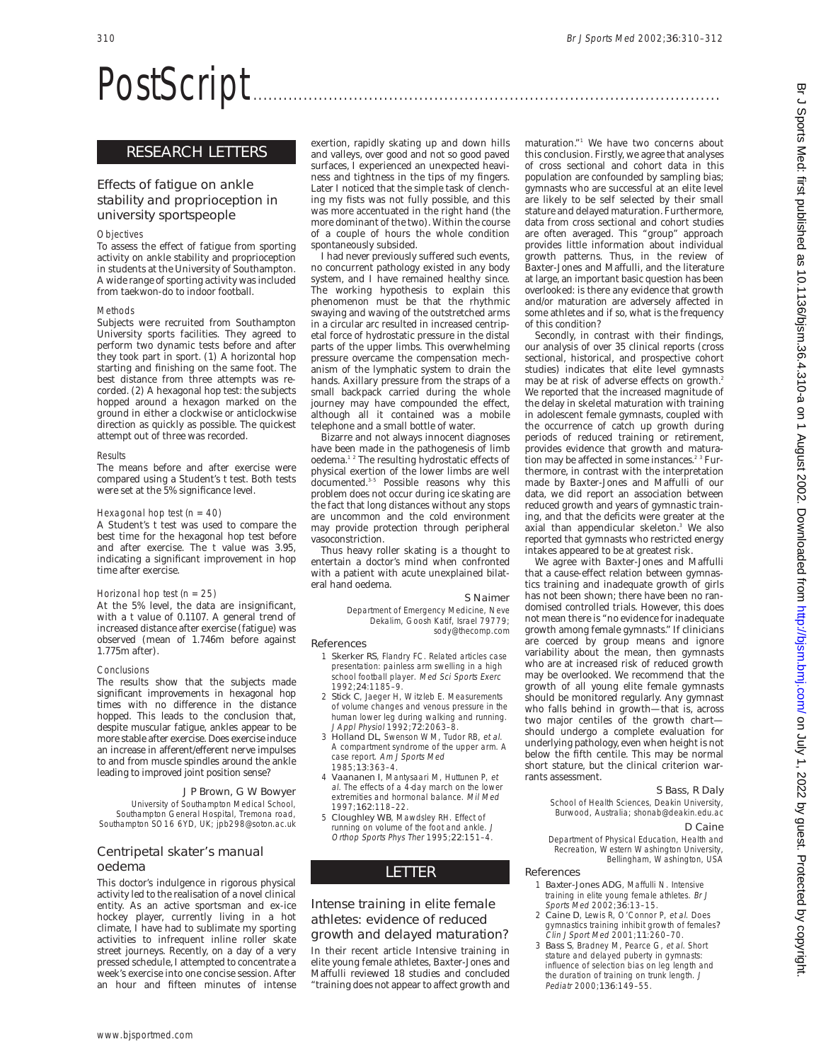# PostScript

## RESEARCH LETTERS

### Effects of fatigue on ankle stability and proprioception in university sportspeople

#### Objectives

To assess the effect of fatigue from sporting activity on ankle stability and proprioception in students at the University of Southampton. A wide range of sporting activity was included from taekwon-do to indoor football.

#### Methods

Subjects were recruited from Southampton University sports facilities. They agreed to perform two dynamic tests before and after they took part in sport. (1) A horizontal hop starting and finishing on the same foot. The best distance from three attempts was recorded. (2) A hexagonal hop test: the subjects hopped around a hexagon marked on the ground in either a clockwise or anticlockwise direction as quickly as possible. The quickest attempt out of three was recorded.

#### Results

The means before and after exercise were compared using a Student's t test. Both tests were set at the 5% significance level.

#### Hexagonal hop test (n = 40)

A Student's t test was used to compare the best time for the hexagonal hop test before and after exercise. The t value was 3.95, indicating a significant improvement in hop time after exercise.

#### Horizonal hop test (n = 25)

At the 5% level, the data are insignificant, with a t value of 0.1107. A general trend of increased distance after exercise (fatigue) was observed (mean of 1.746m before against 1.775m after).

#### Conclusions

The results show that the subjects made significant improvements in hexagonal hop times with no difference in the distance hopped. This leads to the conclusion that, despite muscular fatigue, ankles appear to be more stable after exercise. Does exercise induce an increase in afferent/efferent nerve impulses to and from muscle spindles around the ankle leading to improved joint position sense?

**J P Brown, G W Bowyer**

University of Southampton Medical School, Southampton General Hospital, Tremona road, Southampton SO16 6YD, UK; jpb298@soton.ac.uk

### Centripetal skater's manual oedema

This doctor's indulgence in rigorous physical activity led to the realisation of a novel clinical entity. As an active sportsman and ex-ice hockey player, currently living in a hot climate, I have had to sublimate my sporting activities to infrequent inline roller skate street journeys. Recently, on a day of a very pressed schedule, I attempted to concentrate a week's exercise into one concise session. After an hour and fifteen minutes of intense exertion, rapidly skating up and down hills and valleys, over good and not so good paved surfaces, I experienced an unexpected heaviness and tightness in the tips of my fingers. Later I noticed that the simple task of clenching my fists was not fully possible, and this was more accentuated in the right hand (the more dominant of the two). Within the course of a couple of hours the whole condition spontaneously subsided.

I had never previously suffered such events, no concurrent pathology existed in any body system, and I have remained healthy since. The working hypothesis to explain this phenomenon must be that the rhythmic swaying and waving of the outstretched arms in a circular arc resulted in increased centripetal force of hydrostatic pressure in the distal parts of the upper limbs. This overwhelming pressure overcame the compensation mechanism of the lymphatic system to drain the hands. Axillary pressure from the straps of a small backpack carried during the whole journey may have compounded the effect, although all it contained was a mobile telephone and a small bottle of water.

Bizarre and not always innocent diagnoses have been made in the pathogenesis of limb oedema.[1 2] The resulting hydrostatic effects of physical exertion of the lower limbs are well documented.[3-5] Possible reasons why this problem does not occur during ice skating are the fact that long distances without any stops are uncommon and the cold environment may provide protection through peripheral vasoconstriction.

Thus heavy roller skating is a thought to entertain a doctor's mind when confronted with a patient with acute unexplained bilateral hand oedema.

**S Naimer**

Department of Emergency Medicine, Neve Dekalim, Goosh Katif, Israel 79779; sody@thecomp.com

#### References

1 Skerker RS, Flandry FC. Related articles case presentation: painless arm swelling in a high school football player. *Med Sci Sports Exerc* 1992;24:1185–9.

2 Stick C, Jaeger H, Witzleb E. Measurements of volume changes and venous pressure in the human lower leg during walking and running. *J Appl Physiol* 1992;72:2063–8.

3 Holland DL, Swenson WM, Tudor RB, *et al*. A compartment syndrome of the upper arm. A case report. *Am J Sports Med* 1985;13:363–4.

4 Vaananen I, Mantysaari M, Huttunen P, *et al*. The effects of a 4-day march on the lower extremities and hormonal balance. *Mil Med* 1997;162:118–22.

5 Cloughley WB, Mawdsley RH. Effect of running on volume of the foot and ankle. *J Orthop Sports Phys Ther* 1995;22:151–4.

## LETTER

### Intense training in elite female athletes: evidence of reduced growth and delayed maturation?

In their recent article Intensive training in elite young female athletes, Baxter-Jones and Maffulli reviewed 18 studies and concluded "training does not appear to affect growth and maturation."[1] We have two concerns about this conclusion. Firstly, we agree that analyses of cross sectional and cohort data in this population are confounded by sampling bias; gymnasts who are successful at an elite level are likely to be self selected by their small stature and delayed maturation. Furthermore, data from cross sectional and cohort studies are often averaged. This "group" approach provides little information about individual growth patterns. Thus, in the review of Baxter-Jones and Maffulli, and the literature at large, an important basic question has been overlooked: is there any evidence that growth and/or maturation are adversely affected in some athletes and if so, what is the frequency of this condition?

Secondly, in contrast with their findings, our analysis of over 35 clinical reports (cross sectional, historical, and prospective cohort studies) indicates that elite level gymnasts may be at risk of adverse effects on growth.[2] We reported that the increased magnitude of the delay in skeletal maturation with training in adolescent female gymnasts, coupled with the occurrence of catch up growth during periods of reduced training or retirement, provides evidence that growth and maturation may be affected in some instances.[2 3] Furthermore, in contrast with the interpretation made by Baxter-Jones and Maffulli of our data, we did report an association between reduced growth and years of gymnastic training, and that the deficits were greater at the axial than appendicular skeleton.[3] We also reported that gymnasts who restricted energy intakes appeared to be at greatest risk.

We agree with Baxter-Jones and Maffulli that a cause-effect relation between gymnastics training and inadequate growth of girls has not been shown; there have been no randomised controlled trials. However, this does not mean there is "no evidence for inadequate growth among female gymnasts." If clinicians are coerced by group means and ignore variability about the mean, then gymnasts who are at increased risk of reduced growth may be overlooked. We recommend that the growth of all young elite female gymnasts should be monitored regularly. Any gymnast who falls behind in growth—that is, across two major centiles of the growth chart—should undergo a complete evaluation for underlying pathology, even when height is not below the fifth centile. This may be normal short stature, but the clinical criterion warrants assessment.

**S Bass, R Daly**

School of Health Sciences, Deakin University, Burwood, Australia; shonab@deakin.edu.ac

**D Caine**

Department of Physical Education, Health and Recreation, Western Washington University, Bellingham, Washington, USA

#### References

1 Baxter-Jones ADG, Maffulli N. Intensive training in elite young female athletes. *Br J Sports Med* 2002;36:13–15.

2 Caine D, Lewis R, O'Connor P, *et al*. Does gymnastics training inhibit growth of females? *Clin J Sport Med* 2001;11:260–70.

3 Bass S, Bradney M, Pearce G, *et al*. Short stature and delayed puberty in gymnasts: influence of selection bias on leg length and the duration of training on trunk length. *J Pediatr* 2000;136:149–55.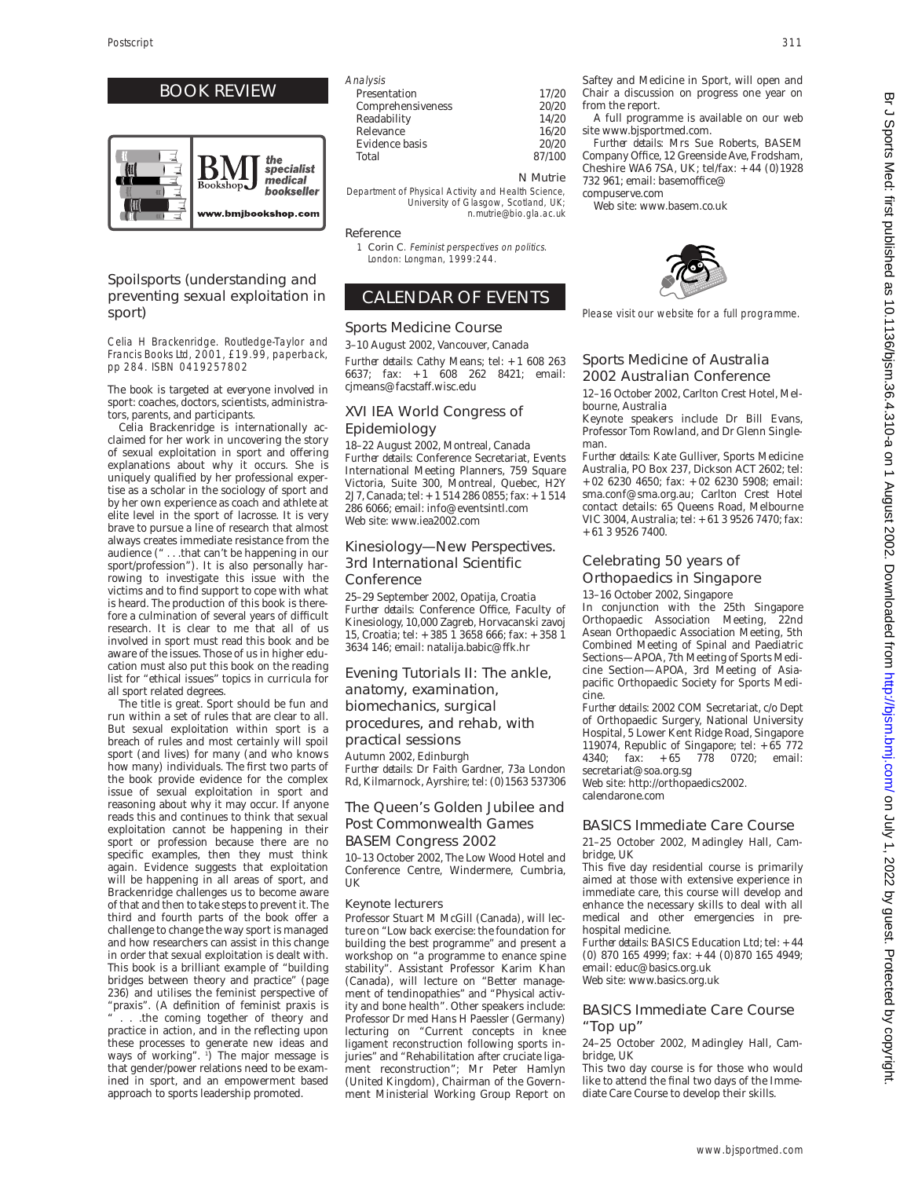## BOOK REVIEW

### Spoilsports (understanding and preventing sexual exploitation in sport)

*Celia H Brackenridge. Routledge-Taylor and Francis Books Ltd, 2001, £19.99, paperback, pp 284. ISBN 0419257802*

The book is targeted at everyone involved in sport: coaches, doctors, scientists, administrators, parents, and participants.

Celia Brackenridge is internationally acclaimed for her work in uncovering the story of sexual exploitation in sport and offering explanations about why it occurs. She is uniquely qualified by her professional expertise as a scholar in the sociology of sport and by her own experience as coach and athlete at elite level in the sport of lacrosse. It is very brave to pursue a line of research that almost always creates immediate resistance from the audience (" . . .that can't be happening in our sport/profession"). It is also personally harrowing to investigate this issue with the victims and to find support to cope with what is heard. The production of this book is therefore a culmination of several years of difficult research. It is clear to me that all of us involved in sport must read this book and be aware of the issues. Those of us in higher education must also put this book on the reading list for "ethical issues" topics in curricula for all sport related degrees.

The title is great. Sport should be fun and run within a set of rules that are clear to all. But sexual exploitation within sport is a breach of rules and most certainly will spoil sport (and lives) for many (and who knows how many) individuals. The first two parts of the book provide evidence for the complex issue of sexual exploitation in sport and reasoning about why it may occur. If anyone reads this and continues to think that sexual exploitation cannot be happening in their sport or profession because there are no specific examples, then they must think again. Evidence suggests that exploitation will be happening in all areas of sport, and Brackenridge challenges us to become aware of that and then to take steps to prevent it. The third and fourth parts of the book offer a challenge to change the way sport is managed and how researchers can assist in this change in order that sexual exploitation is dealt with. This book is a brilliant example of "building bridges between theory and practice" (page 236) and utilises the feminist perspective of "praxis". (A definition of feminist praxis is " . . .the coming together of theory and practice in action, and in the reflecting upon these processes to generate new ideas and ways of working". [1]) The major message is that gender/power relations need to be examined in sport, and an empowerment based approach to sports leadership promoted.

*Analysis*

| | |
|---|---|
| Presentation | 17/20 |
| Comprehensiveness | 20/20 |
| Readability | 14/20 |
| Relevance | 16/20 |
| Evidence basis | 20/20 |
| Total | 87/100 |

N Mutrie

*Department of Physical Activity and Health Science, University of Glasgow, Scotland, UK; n.mutrie@bio.gla.ac.uk*

#### Reference

1 Corin C. *Feminist perspectives on politics.* London: Longman, 1999:244.

## CALENDAR OF EVENTS

### Sports Medicine Course

3–10 August 2002, Vancouver, Canada

*Further details:* Cathy Means; tel: +1 608 263 6637; fax: +1 608 262 8421; email: cjmeans@facstaff.wisc.edu

### XVI IEA World Congress of Epidemiology

18–22 August 2002, Montreal, Canada

*Further details:* Conference Secretariat, Events International Meeting Planners, 759 Square Victoria, Suite 300, Montreal, Quebec, H2Y 2J7, Canada; tel: +1 514 286 0855; fax: +1 514 286 6066; email: info@eventsintl.com

Web site: www.iea2002.com

### Kinesiology—New Perspectives. 3rd International Scientific Conference

25–29 September 2002, Opatija, Croatia

*Further details:* Conference Office, Faculty of Kinesiology, 10,000 Zagreb, Horvacanski zavoj 15, Croatia; tel: +385 1 3658 666; fax: +358 1 3634 146; email: natalija.babic@ffk.hr

### Evening Tutorials II: The ankle, anatomy, examination, biomechanics, surgical procedures, and rehab, with practical sessions

Autumn 2002, Edinburgh

*Further details:* Dr Faith Gardner, 73a London Rd, Kilmarnock, Ayrshire; tel: (0)1563 537306

### The Queen's Golden Jubilee and Post Commonwealth Games BASEM Congress 2002

10–13 October 2002, The Low Wood Hotel and Conference Centre, Windermere, Cumbria, UK

#### Keynote lecturers

Professor Stuart M McGill (Canada), will lecture on "Low back exercise: the foundation for building the best programme" and present a workshop on "a programme to enance spine stability". Assistant Professor Karim Khan (Canada), will lecture on "Better management of tendinopathies" and "Physical activity and bone health". Other speakers include: Professor Dr med Hans H Paessler (Germany) lecturing on "Current concepts in knee ligament reconstruction following sports injuries" and "Rehabilitation after cruciate ligament reconstruction"; Mr Peter Hamlyn (United Kingdom), Chairman of the Government Ministerial Working Group Report on Saftey and Medicine in Sport, will open and Chair a discussion on progress one year on from the report.

A full programme is available on our web site www.bjsportmed.com.

*Further details:* Mrs Sue Roberts, BASEM Company Office, 12 Greenside Ave, Frodsham, Cheshire WA6 7SA, UK; tel/fax: +44 (0)1928 732 961; email: basemoffice@compuserve.com

Web site: www.basem.co.uk

*Please visit our website for a full programme.*

### Sports Medicine of Australia 2002 Australian Conference

12–16 October 2002, Carlton Crest Hotel, Melbourne, Australia

Keynote speakers include Dr Bill Evans, Professor Tom Rowland, and Dr Glenn Singleman.

*Further details:* Kate Gulliver, Sports Medicine Australia, PO Box 237, Dickson ACT 2602; tel: +02 6230 4650; fax: +02 6230 5908; email: sma.conf@sma.org.au; Carlton Crest Hotel contact details: 65 Queens Road, Melbourne VIC 3004, Australia; tel: +61 3 9526 7470; fax: +61 3 9526 7400.

### Celebrating 50 years of Orthopaedics in Singapore

13–16 October 2002, Singapore

In conjunction with the 25th Singapore Orthopaedic Association Meeting, 22nd Asean Orthopaedic Association Meeting, 5th Combined Meeting of Spinal and Paediatric Sections—APOA, 7th Meeting of Sports Medicine Section—APOA, 3rd Meeting of Asia-pacific Orthopaedic Society for Sports Medicine.

*Further details:* 2002 COM Secretariat, c/o Dept of Orthopaedic Surgery, National University Hospital, 5 Lower Kent Ridge Road, Singapore 119074, Republic of Singapore; tel: +65 772 4340; fax: +65 778 0720; email: secretariat@soa.org.sg

Web site: http://orthopaedics2002.calendarone.com

### BASICS Immediate Care Course

21–25 October 2002, Madingley Hall, Cambridge, UK

This five day residential course is primarily aimed at those with extensive experience in immediate care, this course will develop and enhance the necessary skills to deal with all medical and other emergencies in pre-hospital medicine.

*Further details:* BASICS Education Ltd; tel: +44 (0) 870 165 4999; fax: +44 (0)870 165 4949; email: educ@basics.org.uk

Web site: www.basics.org.uk

### BASICS Immediate Care Course "Top up"

24–25 October 2002, Madingley Hall, Cambridge, UK

This two day course is for those who would like to attend the final two days of the Immediate Care Course to develop their skills.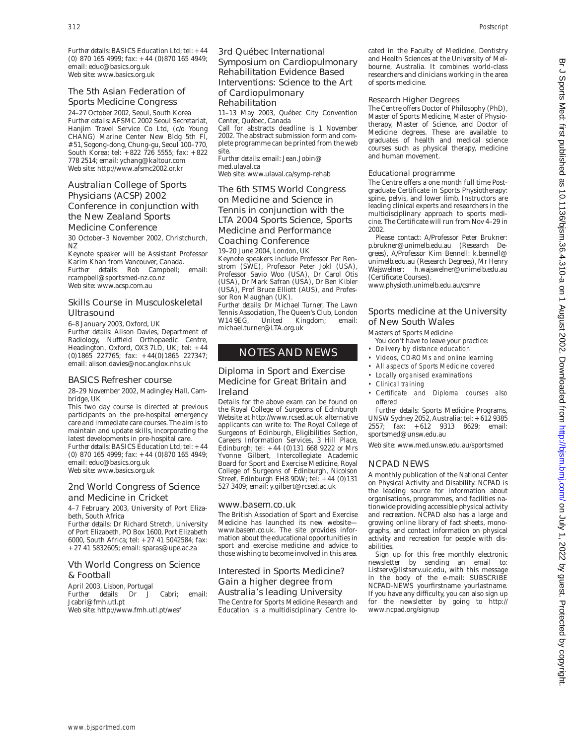*Further details:* BASICS Education Ltd; tel: +44 (0) 870 165 4999; fax: +44 (0)870 165 4949; email: educ@basics.org.uk
Web site: www.basics.org.uk

### The 5th Asian Federation of Sports Medicine Congress

24–27 October 2002, Seoul, South Korea
*Further details:* AFSMC 2002 Seoul Secretariat, Hanjim Travel Service Co Ltd, (c/o Young CHANG) Marine Center New Bldg 5th Fl, #51, Sogong-dong, Chung-gu, Seoul 100–770, South Korea; tel: +822 726 5555; fax: +822 778 2514; email: ychang@kaltour.com
Web site: http://www.afsmc2002.or.kr

### Australian College of Sports Physicians (ACSP) 2002 Conference in conjunction with the New Zealand Sports Medicine Conference

30 October–3 November 2002, Christchurch, NZ
Keynote speaker will be Assistant Professor Karim Khan from Vancouver, Canada.
*Further details:* Rob Campbell; email: rcampbell@sportsmed-nz.co.nz
Web site: www.acsp.com.au

### Skills Course in Musculoskeletal Ultrasound

6–8 January 2003, Oxford, UK
*Further details:* Alison Davies, Department of Radiology, Nuffield Orthopaedic Centre, Headington, Oxford, OX3 7LD, UK; tel: +44 (0)1865 227765; fax: +44(0)1865 227347; email: alison.davies@noc.anglox.nhs.uk

### BASICS Refresher course

28–29 November 2002, Madingley Hall, Cambridge, UK
This two day course is directed at previous participants on the pre-hospital emergency care and immediate care courses. The aim is to maintain and update skills, incorporating the latest developments in pre-hospital care.
*Further details:* BASICS Education Ltd; tel: +44 (0) 870 165 4999; fax: +44 (0)870 165 4949; email: educ@basics.org.uk
Web site: www.basics.org.uk

### 2nd World Congress of Science and Medicine in Cricket

4–7 February 2003, University of Port Elizabeth, South Africa
*Further details:* Dr Richard Stretch, University of Port Elizabeth, PO Box 1600, Port Elizabeth 6000, South Africa; tel: +27 41 5042584; fax: +27 41 5832605; email: sparas@upe.ac.za

### Vth World Congress on Science & Football

April 2003, Lisbon, Portugal
*Further details:* Dr J Cabri; email: Jcabri@fmh.utl.pt
Web site: http://www.fmh.utl.pt/wesf

### 3rd Québec International Symposium on Cardiopulmonary Rehabilitation Evidence Based Interventions: Science to the Art of Cardiopulmonary Rehabilitation

11–13 May 2003, Québec City Convention Center, Québec, Canada
Call for abstracts deadline is 1 November 2002. The abstract submission form and complete programme can be printed from the web site.
*Further details:* email: Jean.Jobin@med.ulaval.ca
Web site: www.ulaval.ca/symp-rehab

### The 6th STMS World Congress on Medicine and Science in Tennis in conjunction with the LTA 2004 Sports Science, Sports Medicine and Performance Coaching Conference

19–20 June 2004, London, UK
Keynote speakers include Professor Per Renstrom (SWE), Professor Peter Jokl (USA), Professor Savio Woo (USA), Dr Carol Otis (USA), Dr Mark Safran (USA), Dr Ben Kibler (USA), Prof Bruce Elliott (AUS), and Professor Ron Maughan (UK).
*Further details:* Dr Michael Turner, The Lawn Tennis Association, The Queen's Club, London W14 9EG, United Kingdom; email: michael.turner@LTA.org.uk

## NOTES AND NEWS

### Diploma in Sport and Exercise Medicine for Great Britain and Ireland

Details for the above exam can be found on the Royal College of Surgeons of Edinburgh Website at http://www.rcsed.ac.uk alternative applicants can write to: The Royal College of Surgeons of Edinburgh, Eligibilities Section, Careers Information Services, 3 Hill Place, Edinburgh; tel: +44 (0)131 668 9222 or Mrs Yvonne Gilbert, Intercollegiate Academic Board for Sport and Exercise Medicine, Royal College of Surgeons of Edinburgh, Nicolson Street, Edinburgh EH8 9DW; tel: +44 (0)131 527 3409; email: y.gilbert@rcsed.ac.uk

### www.basem.co.uk

The British Association of Sport and Exercise Medicine has launched its new website—www.basem.co.uk. The site provides information about the educational opportunities in sport and exercise medicine and advice to those wishing to become involved in this area.

### Interested in Sports Medicine? Gain a higher degree from Australia's leading University

The Centre for Sports Medicine Research and Education is a multidisciplinary Centre located in the Faculty of Medicine, Dentistry and Health Sciences at the University of Melbourne, Australia. It combines world-class researchers and clinicians working in the area of sports medicine.

#### Research Higher Degrees

The Centre offers Doctor of Philosophy (PhD), Master of Sports Medicine, Master of Physiotherapy, Master of Science, and Doctor of Medicine degrees. These are available to graduates of health and medical science courses such as physical therapy, medicine and human movement.

#### Educational programme

The Centre offers a one month full time Postgraduate Certificate in Sports Physiotherapy: spine, pelvis, and lower limb. Instructors are leading clinical experts and researchers in the multidisciplinary approach to sports medicine. The Certificate will run from Nov 4–29 in 2002.

Please contact: A/Professor Peter Brukner: p.brukner@unimelb.edu.au (Research Degrees), A/Professor Kim Bennell: k.bennell@unimelb.edu.au (Research Degrees), Mr Henry Wajswelner: h.wajswelner@unimelb.edu.au (Certificate Courses).
www.physioth.unimelb.edu.au/csmre

### Sports medicine at the University of New South Wales

Masters of Sports Medicine
You don't have to leave your practice:

- *Delivery by distance education*
- *Videos, CD-ROMs and online learning*
- *All aspects of Sports Medicine covered*
- *Locally organised examinations*
- *Clinical training*
- *Certificate and Diploma courses also offered*

*Further details:* Sports Medicine Programs, UNSW Sydney 2052, Australia; tel: +612 9385 2557; fax: +612 9313 8629; email: sportsmed@unsw.edu.au

Web site: www.med.unsw.edu.au/sportsmed

### NCPAD NEWS

A monthly publication of the National Center on Physical Activity and Disability. NCPAD is the leading source for information about organisations, programmes, and facilities nationwide providing accessible physical activity and recreation. NCPAD also has a large and growing online library of fact sheets, monographs, and contact information on physical activity and recreation for people with disabilities.

Sign up for this free monthly electronic newsletter by sending an email to: Listserv@listserv.uic.edu, with this message in the body of the e-mail: SUBSCRIBE NCPAD-NEWS yourfirstname yourlastname. If you have any difficulty, you can also sign up for the newsletter by going to http://www.ncpad.org/signup